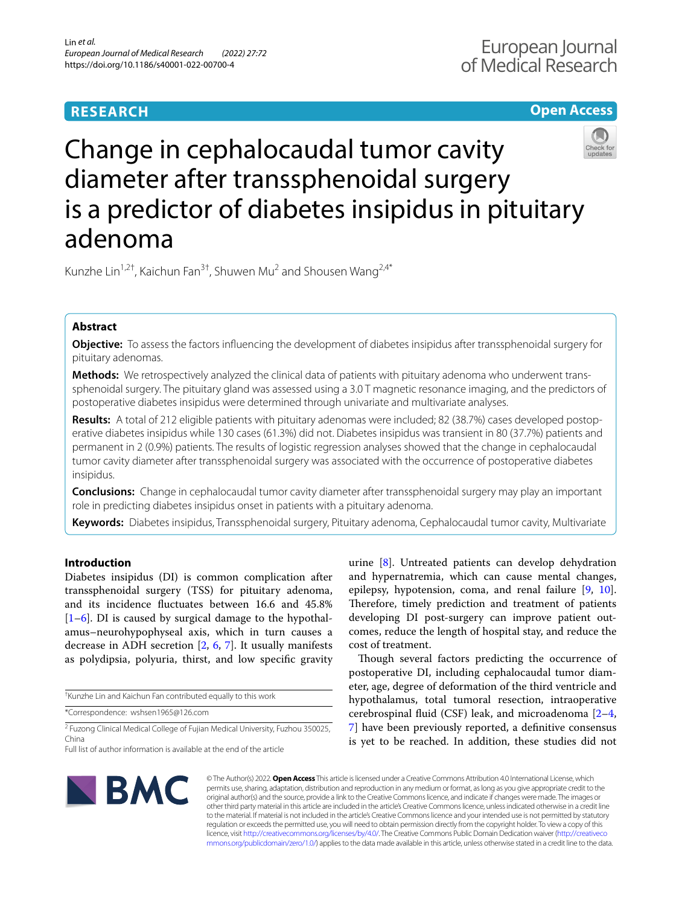RESEARCH

Open Access

# Change in cephalocaudal tumor cavity diameter after transsphenoidal surgery is a predictor of diabetes insipidus in pituitary adenoma

Kunzhe Lin[1,2†], Kaichun Fan[3†], Shuwen Mu[2] and Shousen Wang[2,4*]

## Abstract

**Objective:** To assess the factors influencing the development of diabetes insipidus after transsphenoidal surgery for pituitary adenomas.

**Methods:** We retrospectively analyzed the clinical data of patients with pituitary adenoma who underwent transsphenoidal surgery. The pituitary gland was assessed using a 3.0 T magnetic resonance imaging, and the predictors of postoperative diabetes insipidus were determined through univariate and multivariate analyses.

**Results:** A total of 212 eligible patients with pituitary adenomas were included; 82 (38.7%) cases developed postoperative diabetes insipidus while 130 cases (61.3%) did not. Diabetes insipidus was transient in 80 (37.7%) patients and permanent in 2 (0.9%) patients. The results of logistic regression analyses showed that the change in cephalocaudal tumor cavity diameter after transsphenoidal surgery was associated with the occurrence of postoperative diabetes insipidus.

**Conclusions:** Change in cephalocaudal tumor cavity diameter after transsphenoidal surgery may play an important role in predicting diabetes insipidus onset in patients with a pituitary adenoma.

**Keywords:** Diabetes insipidus, Transsphenoidal surgery, Pituitary adenoma, Cephalocaudal tumor cavity, Multivariate

## Introduction

Diabetes insipidus (DI) is common complication after transsphenoidal surgery (TSS) for pituitary adenoma, and its incidence fluctuates between 16.6 and 45.8% [1–6]. DI is caused by surgical damage to the hypothalamus–neurohypophyseal axis, which in turn causes a decrease in ADH secretion [2, 6, 7]. It usually manifests as polydipsia, polyuria, thirst, and low specific gravity urine [8]. Untreated patients can develop dehydration and hypernatremia, which can cause mental changes, epilepsy, hypotension, coma, and renal failure [9, 10]. Therefore, timely prediction and treatment of patients developing DI post-surgery can improve patient outcomes, reduce the length of hospital stay, and reduce the cost of treatment.

Though several factors predicting the occurrence of postoperative DI, including cephalocaudal tumor diameter, age, degree of deformation of the third ventricle and hypothalamus, total tumoral resection, intraoperative cerebrospinal fluid (CSF) leak, and microadenoma [2–4, 7] have been previously reported, a definitive consensus is yet to be reached. In addition, these studies did not

†Kunzhe Lin and Kaichun Fan contributed equally to this work

*Correspondence: wshsen1965@126.com

[2] Fuzong Clinical Medical College of Fujian Medical University, Fuzhou 350025, China

Full list of author information is available at the end of the article

© The Author(s) 2022. **Open Access** This article is licensed under a Creative Commons Attribution 4.0 International License, which permits use, sharing, adaptation, distribution and reproduction in any medium or format, as long as you give appropriate credit to the original author(s) and the source, provide a link to the Creative Commons licence, and indicate if changes were made. The images or other third party material in this article are included in the article's Creative Commons licence, unless indicated otherwise in a credit line to the material. If material is not included in the article's Creative Commons licence and your intended use is not permitted by statutory regulation or exceeds the permitted use, you will need to obtain permission directly from the copyright holder. To view a copy of this licence, visit http://creativecommons.org/licenses/by/4.0/. The Creative Commons Public Domain Dedication waiver (http://creativecommons.org/publicdomain/zero/1.0/) applies to the data made available in this article, unless otherwise stated in a credit line to the data.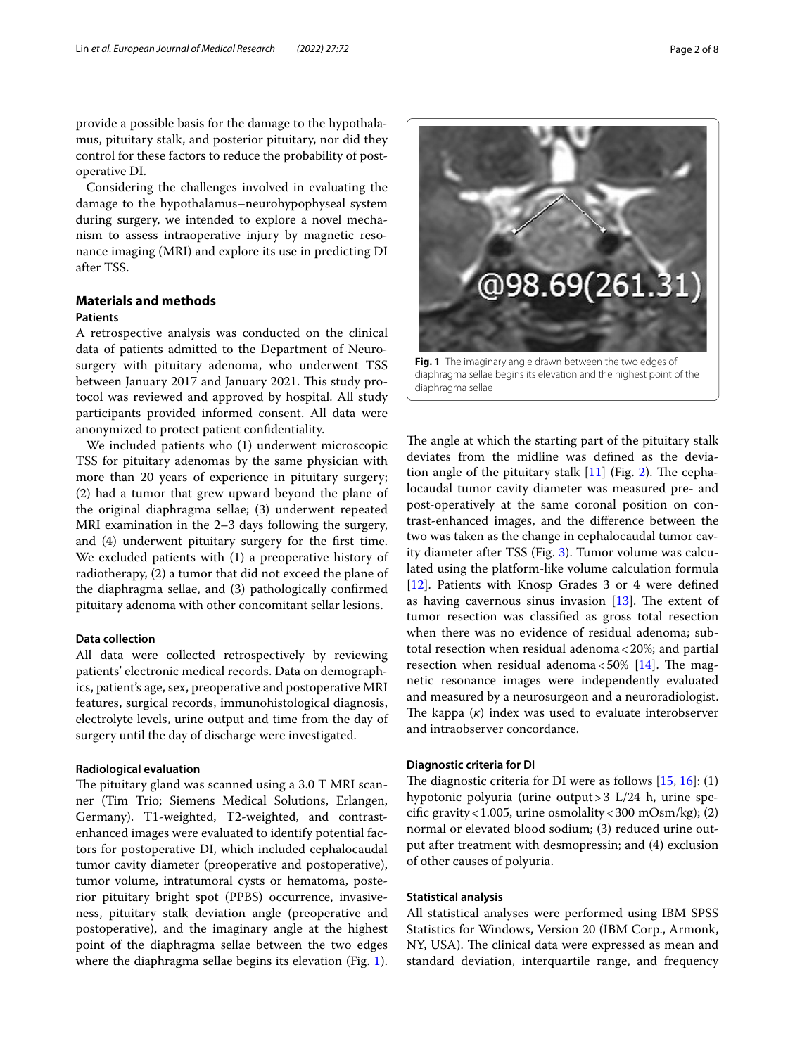provide a possible basis for the damage to the hypothalamus, pituitary stalk, and posterior pituitary, nor did they control for these factors to reduce the probability of postoperative DI.

Considering the challenges involved in evaluating the damage to the hypothalamus–neurohypophyseal system during surgery, we intended to explore a novel mechanism to assess intraoperative injury by magnetic resonance imaging (MRI) and explore its use in predicting DI after TSS.

## Materials and methods

### Patients

A retrospective analysis was conducted on the clinical data of patients admitted to the Department of Neurosurgery with pituitary adenoma, who underwent TSS between January 2017 and January 2021. This study protocol was reviewed and approved by hospital. All study participants provided informed consent. All data were anonymized to protect patient confidentiality.

We included patients who (1) underwent microscopic TSS for pituitary adenomas by the same physician with more than 20 years of experience in pituitary surgery; (2) had a tumor that grew upward beyond the plane of the original diaphragma sellae; (3) underwent repeated MRI examination in the 2–3 days following the surgery, and (4) underwent pituitary surgery for the first time. We excluded patients with (1) a preoperative history of radiotherapy, (2) a tumor that did not exceed the plane of the diaphragma sellae, and (3) pathologically confirmed pituitary adenoma with other concomitant sellar lesions.

### Data collection

All data were collected retrospectively by reviewing patients' electronic medical records. Data on demographics, patient's age, sex, preoperative and postoperative MRI features, surgical records, immunohistological diagnosis, electrolyte levels, urine output and time from the day of surgery until the day of discharge were investigated.

### Radiological evaluation

The pituitary gland was scanned using a 3.0 T MRI scanner (Tim Trio; Siemens Medical Solutions, Erlangen, Germany). T1-weighted, T2-weighted, and contrast-enhanced images were evaluated to identify potential factors for postoperative DI, which included cephalocaudal tumor cavity diameter (preoperative and postoperative), tumor volume, intratumoral cysts or hematoma, posterior pituitary bright spot (PPBS) occurrence, invasiveness, pituitary stalk deviation angle (preoperative and postoperative), and the imaginary angle at the highest point of the diaphragma sellae between the two edges where the diaphragma sellae begins its elevation (Fig. 1).

**Fig. 1** The imaginary angle drawn between the two edges of diaphragma sellae begins its elevation and the highest point of the diaphragma sellae

The angle at which the starting part of the pituitary stalk deviates from the midline was defined as the deviation angle of the pituitary stalk [11] (Fig. 2). The cephalocaudal tumor cavity diameter was measured pre- and post-operatively at the same coronal position on contrast-enhanced images, and the difference between the two was taken as the change in cephalocaudal tumor cavity diameter after TSS (Fig. 3). Tumor volume was calculated using the platform-like volume calculation formula [12]. Patients with Knosp Grades 3 or 4 were defined as having cavernous sinus invasion [13]. The extent of tumor resection was classified as gross total resection when there was no evidence of residual adenoma; subtotal resection when residual adenoma < 20%; and partial resection when residual adenoma < 50% [14]. The magnetic resonance images were independently evaluated and measured by a neurosurgeon and a neuroradiologist. The kappa ($\kappa$) index was used to evaluate interobserver and intraobserver concordance.

### Diagnostic criteria for DI

The diagnostic criteria for DI were as follows [15, 16]: (1) hypotonic polyuria (urine output > 3 L/24 h, urine specific gravity < 1.005, urine osmolality < 300 mOsm/kg); (2) normal or elevated blood sodium; (3) reduced urine output after treatment with desmopressin; and (4) exclusion of other causes of polyuria.

### Statistical analysis

All statistical analyses were performed using IBM SPSS Statistics for Windows, Version 20 (IBM Corp., Armonk, NY, USA). The clinical data were expressed as mean and standard deviation, interquartile range, and frequency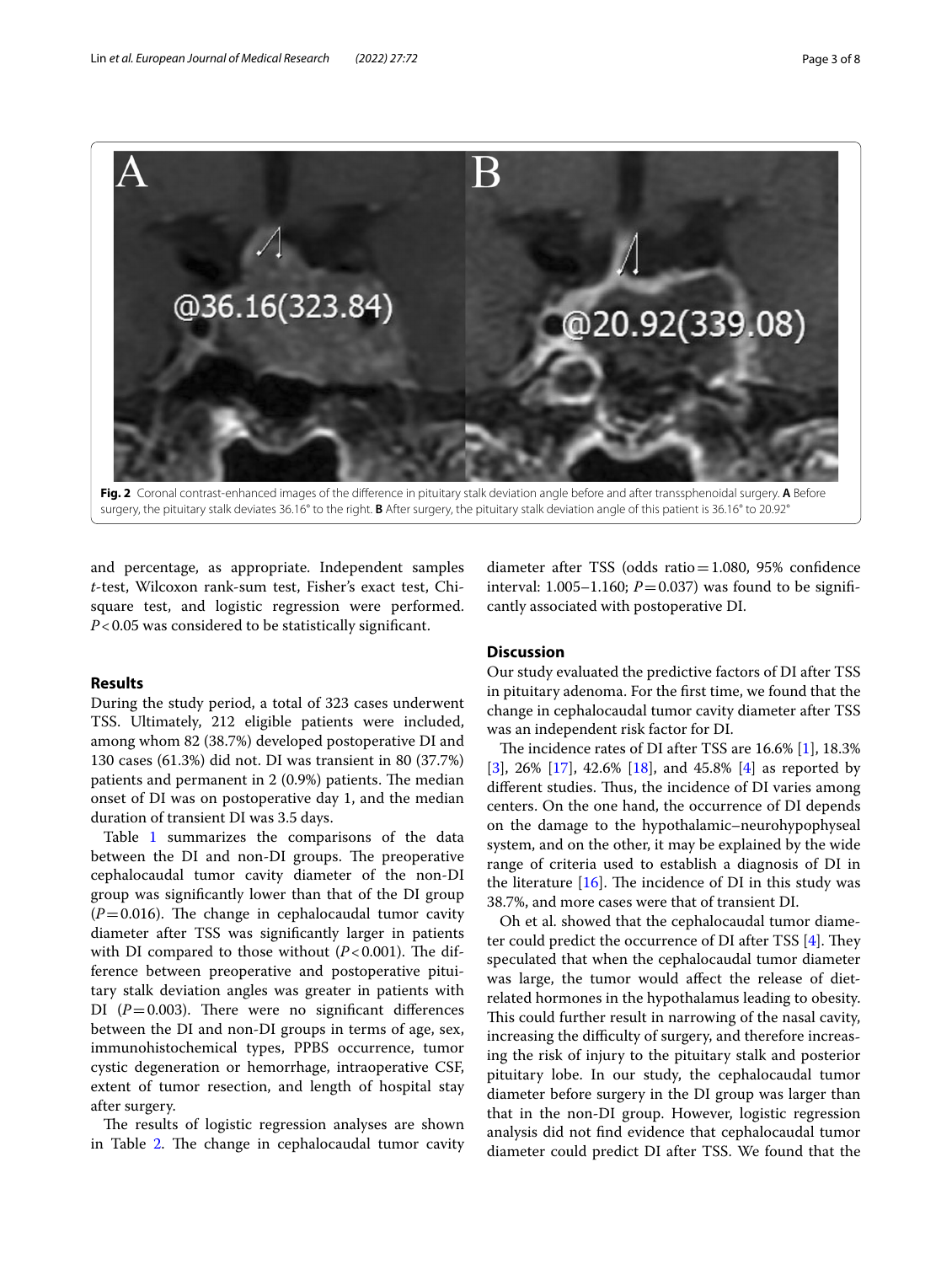Fig. 2 Coronal contrast-enhanced images of the difference in pituitary stalk deviation angle before and after transsphenoidal surgery. **A** Before surgery, the pituitary stalk deviates 36.16° to the right. **B** After surgery, the pituitary stalk deviation angle of this patient is 36.16° to 20.92°

and percentage, as appropriate. Independent samples *t*-test, Wilcoxon rank-sum test, Fisher's exact test, Chi-square test, and logistic regression were performed. $P<0.05$ was considered to be statistically significant.

## Results

During the study period, a total of 323 cases underwent TSS. Ultimately, 212 eligible patients were included, among whom 82 (38.7%) developed postoperative DI and 130 cases (61.3%) did not. DI was transient in 80 (37.7%) patients and permanent in 2 (0.9%) patients. The median onset of DI was on postoperative day 1, and the median duration of transient DI was 3.5 days.

Table 1 summarizes the comparisons of the data between the DI and non-DI groups. The preoperative cephalocaudal tumor cavity diameter of the non-DI group was significantly lower than that of the DI group ($P=0.016$). The change in cephalocaudal tumor cavity diameter after TSS was significantly larger in patients with DI compared to those without ($P<0.001$). The difference between preoperative and postoperative pituitary stalk deviation angles was greater in patients with DI ($P=0.003$). There were no significant differences between the DI and non-DI groups in terms of age, sex, immunohistochemical types, PPBS occurrence, tumor cystic degeneration or hemorrhage, intraoperative CSF, extent of tumor resection, and length of hospital stay after surgery.

The results of logistic regression analyses are shown in Table 2. The change in cephalocaudal tumor cavity diameter after TSS (odds ratio = 1.080, 95% confidence interval: 1.005–1.160; $P=0.037$) was found to be significantly associated with postoperative DI.

## Discussion

Our study evaluated the predictive factors of DI after TSS in pituitary adenoma. For the first time, we found that the change in cephalocaudal tumor cavity diameter after TSS was an independent risk factor for DI.

The incidence rates of DI after TSS are 16.6% [1], 18.3% [3], 26% [17], 42.6% [18], and 45.8% [4] as reported by different studies. Thus, the incidence of DI varies among centers. On the one hand, the occurrence of DI depends on the damage to the hypothalamic–neurohypophyseal system, and on the other, it may be explained by the wide range of criteria used to establish a diagnosis of DI in the literature [16]. The incidence of DI in this study was 38.7%, and more cases were that of transient DI.

Oh et al. showed that the cephalocaudal tumor diameter could predict the occurrence of DI after TSS [4]. They speculated that when the cephalocaudal tumor diameter was large, the tumor would affect the release of diet-related hormones in the hypothalamus leading to obesity. This could further result in narrowing of the nasal cavity, increasing the difficulty of surgery, and therefore increasing the risk of injury to the pituitary stalk and posterior pituitary lobe. In our study, the cephalocaudal tumor diameter before surgery in the DI group was larger than that in the non-DI group. However, logistic regression analysis did not find evidence that cephalocaudal tumor diameter could predict DI after TSS. We found that the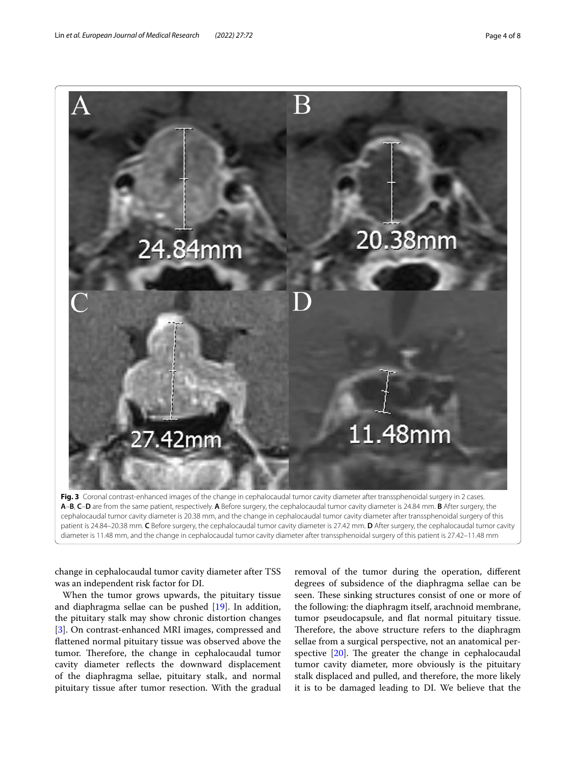**Fig. 3** Coronal contrast-enhanced images of the change in cephalocaudal tumor cavity diameter after transsphenoidal surgery in 2 cases. **A**–**B**, **C**–**D** are from the same patient, respectively. **A** Before surgery, the cephalocaudal tumor cavity diameter is 24.84 mm. **B** After surgery, the cephalocaudal tumor cavity diameter is 20.38 mm, and the change in cephalocaudal tumor cavity diameter after transsphenoidal surgery of this patient is 24.84–20.38 mm. **C** Before surgery, the cephalocaudal tumor cavity diameter is 27.42 mm. **D** After surgery, the cephalocaudal tumor cavity diameter is 11.48 mm, and the change in cephalocaudal tumor cavity diameter after transsphenoidal surgery of this patient is 27.42–11.48 mm

change in cephalocaudal tumor cavity diameter after TSS was an independent risk factor for DI.

When the tumor grows upwards, the pituitary tissue and diaphragma sellae can be pushed [19]. In addition, the pituitary stalk may show chronic distortion changes [3]. On contrast-enhanced MRI images, compressed and flattened normal pituitary tissue was observed above the tumor. Therefore, the change in cephalocaudal tumor cavity diameter reflects the downward displacement of the diaphragma sellae, pituitary stalk, and normal pituitary tissue after tumor resection. With the gradual removal of the tumor during the operation, different degrees of subsidence of the diaphragma sellae can be seen. These sinking structures consist of one or more of the following: the diaphragm itself, arachnoid membrane, tumor pseudocapsule, and flat normal pituitary tissue. Therefore, the above structure refers to the diaphragm sellae from a surgical perspective, not an anatomical perspective [20]. The greater the change in cephalocaudal tumor cavity diameter, more obviously is the pituitary stalk displaced and pulled, and therefore, the more likely it is to be damaged leading to DI. We believe that the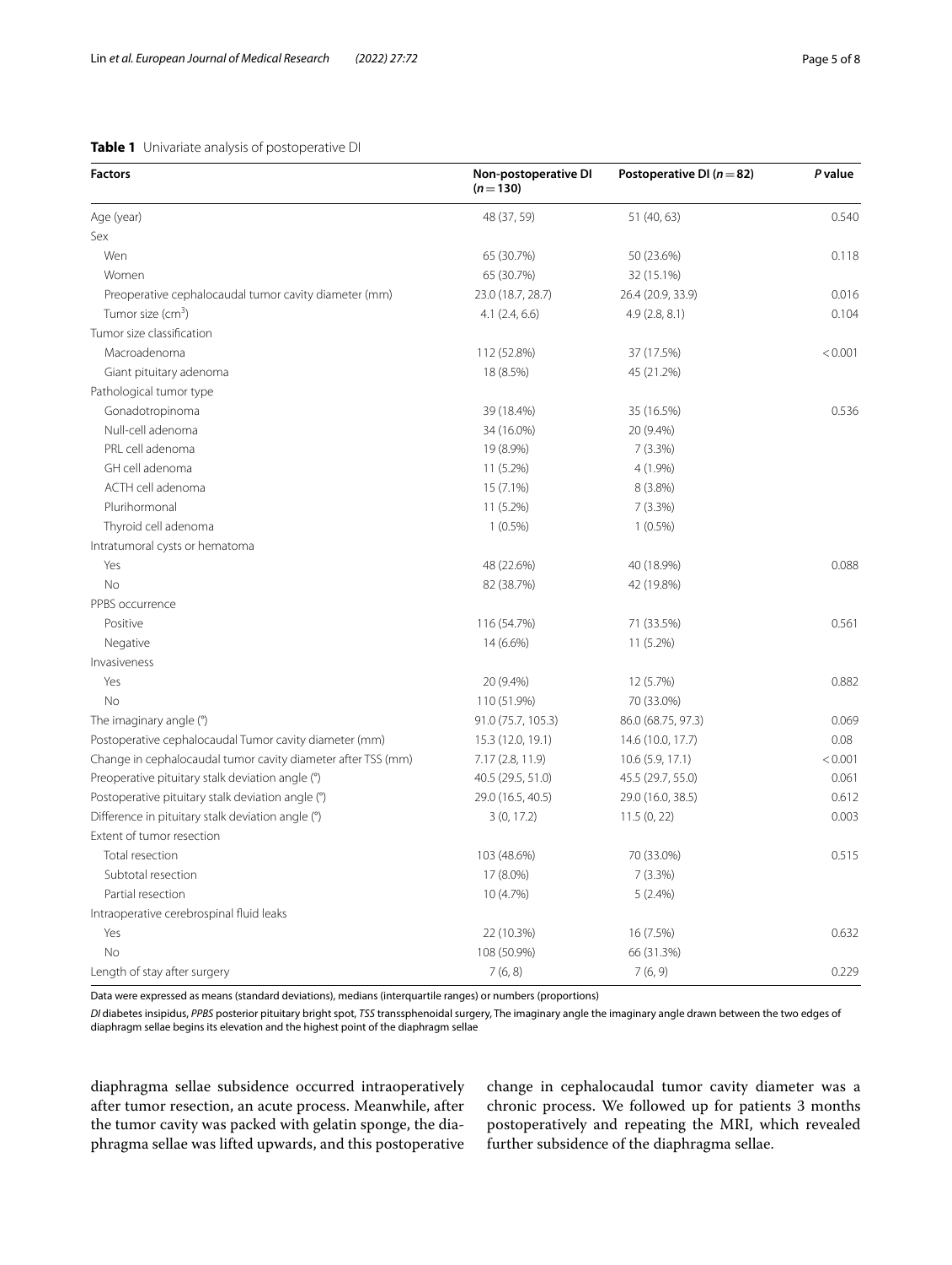**Table 1** Univariate analysis of postoperative DI

| Factors | Non-postoperative DI ($n = 130$) | Postoperative DI ($n = 82$) | *P* value |
|---|---|---|---|
| Age (year) | 48 (37, 59) | 51 (40, 63) | 0.540 |
| Sex | | | |
| Wen | 65 (30.7%) | 50 (23.6%) | 0.118 |
| Women | 65 (30.7%) | 32 (15.1%) | |
| Preoperative cephalocaudal tumor cavity diameter (mm) | 23.0 (18.7, 28.7) | 26.4 (20.9, 33.9) | 0.016 |
| Tumor size ($cm^3$) | 4.1 (2.4, 6.6) | 4.9 (2.8, 8.1) | 0.104 |
| Tumor size classification | | | |
| Macroadenoma | 112 (52.8%) | 37 (17.5%) | < 0.001 |
| Giant pituitary adenoma | 18 (8.5%) | 45 (21.2%) | |
| Pathological tumor type | | | |
| Gonadotropinoma | 39 (18.4%) | 35 (16.5%) | 0.536 |
| Null-cell adenoma | 34 (16.0%) | 20 (9.4%) | |
| PRL cell adenoma | 19 (8.9%) | 7 (3.3%) | |
| GH cell adenoma | 11 (5.2%) | 4 (1.9%) | |
| ACTH cell adenoma | 15 (7.1%) | 8 (3.8%) | |
| Plurihormonal | 11 (5.2%) | 7 (3.3%) | |
| Thyroid cell adenoma | 1 (0.5%) | 1 (0.5%) | |
| Intratumoral cysts or hematoma | | | |
| Yes | 48 (22.6%) | 40 (18.9%) | 0.088 |
| No | 82 (38.7%) | 42 (19.8%) | |
| PPBS occurrence | | | |
| Positive | 116 (54.7%) | 71 (33.5%) | 0.561 |
| Negative | 14 (6.6%) | 11 (5.2%) | |
| Invasiveness | | | |
| Yes | 20 (9.4%) | 12 (5.7%) | 0.882 |
| No | 110 (51.9%) | 70 (33.0%) | |
| The imaginary angle (°) | 91.0 (75.7, 105.3) | 86.0 (68.75, 97.3) | 0.069 |
| Postoperative cephalocaudal Tumor cavity diameter (mm) | 15.3 (12.0, 19.1) | 14.6 (10.0, 17.7) | 0.08 |
| Change in cephalocaudal tumor cavity diameter after TSS (mm) | 7.17 (2.8, 11.9) | 10.6 (5.9, 17.1) | < 0.001 |
| Preoperative pituitary stalk deviation angle (°) | 40.5 (29.5, 51.0) | 45.5 (29.7, 55.0) | 0.061 |
| Postoperative pituitary stalk deviation angle (°) | 29.0 (16.5, 40.5) | 29.0 (16.0, 38.5) | 0.612 |
| Difference in pituitary stalk deviation angle (°) | 3 (0, 17.2) | 11.5 (0, 22) | 0.003 |
| Extent of tumor resection | | | |
| Total resection | 103 (48.6%) | 70 (33.0%) | 0.515 |
| Subtotal resection | 17 (8.0%) | 7 (3.3%) | |
| Partial resection | 10 (4.7%) | 5 (2.4%) | |
| Intraoperative cerebrospinal fluid leaks | | | |
| Yes | 22 (10.3%) | 16 (7.5%) | 0.632 |
| No | 108 (50.9%) | 66 (31.3%) | |
| Length of stay after surgery | 7 (6, 8) | 7 (6, 9) | 0.229 |

Data were expressed as means (standard deviations), medians (interquartile ranges) or numbers (proportions)

*DI* diabetes insipidus, *PPBS* posterior pituitary bright spot, *TSS* transsphenoidal surgery, The imaginary angle the imaginary angle drawn between the two edges of diaphragm sellae begins its elevation and the highest point of the diaphragm sellae

diaphragma sellae subsidence occurred intraoperatively after tumor resection, an acute process. Meanwhile, after the tumor cavity was packed with gelatin sponge, the diaphragma sellae was lifted upwards, and this postoperative change in cephalocaudal tumor cavity diameter was a chronic process. We followed up for patients 3 months postoperatively and repeating the MRI, which revealed further subsidence of the diaphragma sellae.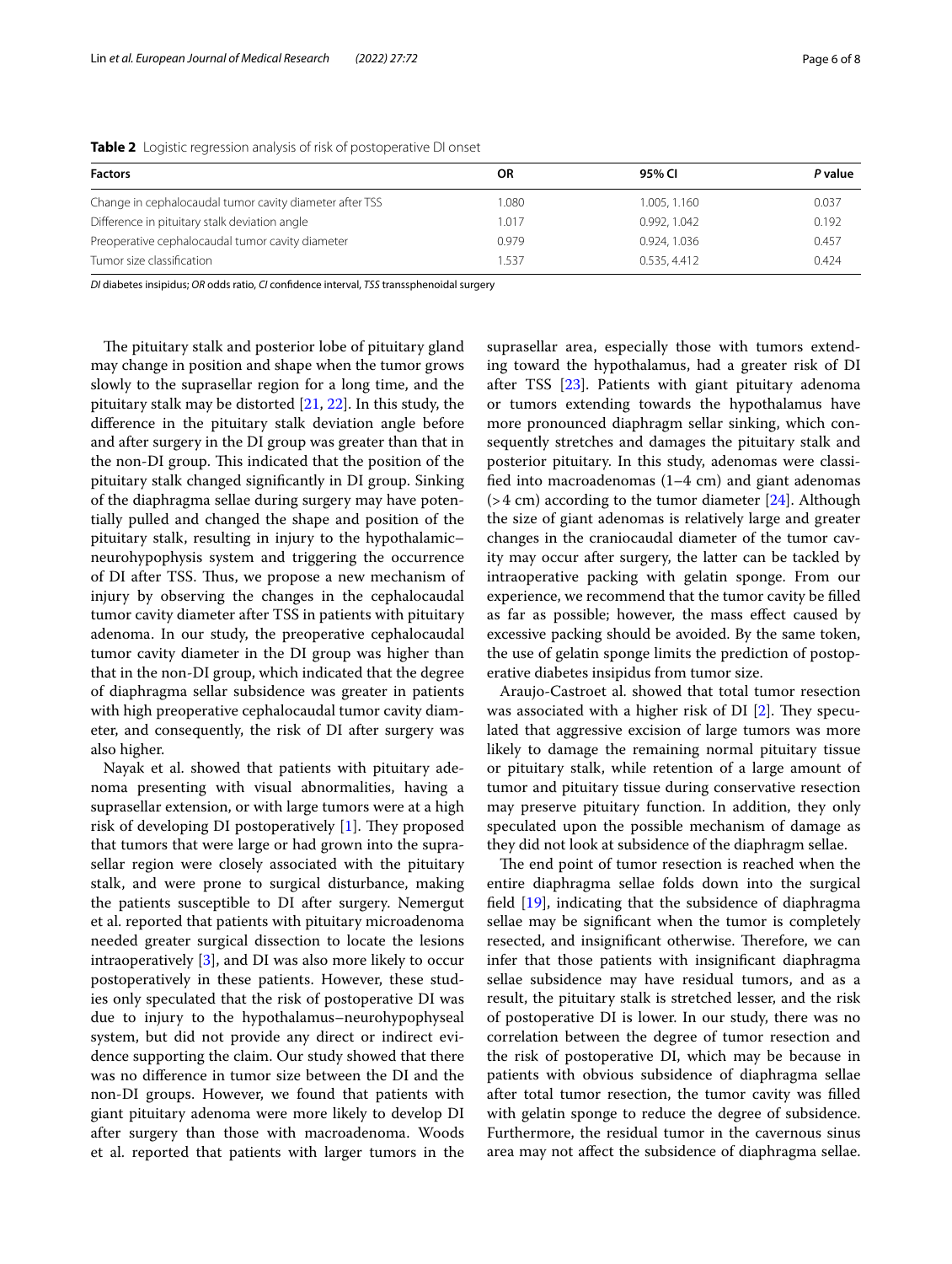**Table 2** Logistic regression analysis of risk of postoperative DI onset

| Factors | OR | 95% CI | *P* value |
|---|---|---|---|
| Change in cephalocaudal tumor cavity diameter after TSS | 1.080 | 1.005, 1.160 | 0.037 |
| Difference in pituitary stalk deviation angle | 1.017 | 0.992, 1.042 | 0.192 |
| Preoperative cephalocaudal tumor cavity diameter | 0.979 | 0.924, 1.036 | 0.457 |
| Tumor size classification | 1.537 | 0.535, 4.412 | 0.424 |

*DI* diabetes insipidus; *OR* odds ratio, *CI* confidence interval, *TSS* transsphenoidal surgery

The pituitary stalk and posterior lobe of pituitary gland may change in position and shape when the tumor grows slowly to the suprasellar region for a long time, and the pituitary stalk may be distorted [21, 22]. In this study, the difference in the pituitary stalk deviation angle before and after surgery in the DI group was greater than that in the non-DI group. This indicated that the position of the pituitary stalk changed significantly in DI group. Sinking of the diaphragma sellae during surgery may have potentially pulled and changed the shape and position of the pituitary stalk, resulting in injury to the hypothalamic–neurohypophysis system and triggering the occurrence of DI after TSS. Thus, we propose a new mechanism of injury by observing the changes in the cephalocaudal tumor cavity diameter after TSS in patients with pituitary adenoma. In our study, the preoperative cephalocaudal tumor cavity diameter in the DI group was higher than that in the non-DI group, which indicated that the degree of diaphragma sellar subsidence was greater in patients with high preoperative cephalocaudal tumor cavity diameter, and consequently, the risk of DI after surgery was also higher.

Nayak et al. showed that patients with pituitary adenoma presenting with visual abnormalities, having a suprasellar extension, or with large tumors were at a high risk of developing DI postoperatively [1]. They proposed that tumors that were large or had grown into the suprasellar region were closely associated with the pituitary stalk, and were prone to surgical disturbance, making the patients susceptible to DI after surgery. Nemergut et al. reported that patients with pituitary microadenoma needed greater surgical dissection to locate the lesions intraoperatively [3], and DI was also more likely to occur postoperatively in these patients. However, these studies only speculated that the risk of postoperative DI was due to injury to the hypothalamus–neurohypophyseal system, but did not provide any direct or indirect evidence supporting the claim. Our study showed that there was no difference in tumor size between the DI and the non-DI groups. However, we found that patients with giant pituitary adenoma were more likely to develop DI after surgery than those with macroadenoma. Woods et al. reported that patients with larger tumors in the suprasellar area, especially those with tumors extending toward the hypothalamus, had a greater risk of DI after TSS [23]. Patients with giant pituitary adenoma or tumors extending towards the hypothalamus have more pronounced diaphragm sellar sinking, which consequently stretches and damages the pituitary stalk and posterior pituitary. In this study, adenomas were classified into macroadenomas (1–4 cm) and giant adenomas (>4 cm) according to the tumor diameter [24]. Although the size of giant adenomas is relatively large and greater changes in the craniocaudal diameter of the tumor cavity may occur after surgery, the latter can be tackled by intraoperative packing with gelatin sponge. From our experience, we recommend that the tumor cavity be filled as far as possible; however, the mass effect caused by excessive packing should be avoided. By the same token, the use of gelatin sponge limits the prediction of postoperative diabetes insipidus from tumor size.

Araujo-Castroet al. showed that total tumor resection was associated with a higher risk of DI [2]. They speculated that aggressive excision of large tumors was more likely to damage the remaining normal pituitary tissue or pituitary stalk, while retention of a large amount of tumor and pituitary tissue during conservative resection may preserve pituitary function. In addition, they only speculated upon the possible mechanism of damage as they did not look at subsidence of the diaphragm sellae.

The end point of tumor resection is reached when the entire diaphragma sellae folds down into the surgical field [19], indicating that the subsidence of diaphragma sellae may be significant when the tumor is completely resected, and insignificant otherwise. Therefore, we can infer that those patients with insignificant diaphragma sellae subsidence may have residual tumors, and as a result, the pituitary stalk is stretched lesser, and the risk of postoperative DI is lower. In our study, there was no correlation between the degree of tumor resection and the risk of postoperative DI, which may be because in patients with obvious subsidence of diaphragma sellae after total tumor resection, the tumor cavity was filled with gelatin sponge to reduce the degree of subsidence. Furthermore, the residual tumor in the cavernous sinus area may not affect the subsidence of diaphragma sellae.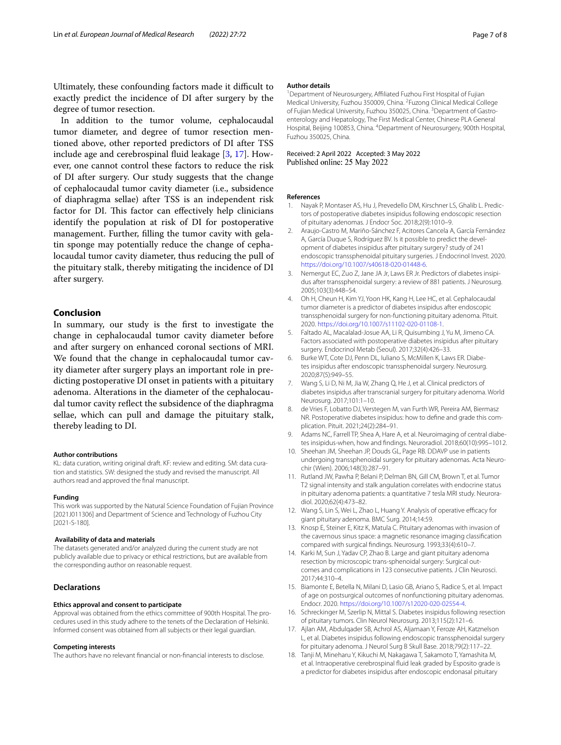Ultimately, these confounding factors made it difficult to exactly predict the incidence of DI after surgery by the degree of tumor resection.

In addition to the tumor volume, cephalocaudal tumor diameter, and degree of tumor resection mentioned above, other reported predictors of DI after TSS include age and cerebrospinal fluid leakage [3, 17]. However, one cannot control these factors to reduce the risk of DI after surgery. Our study suggests that the change of cephalocaudal tumor cavity diameter (i.e., subsidence of diaphragma sellae) after TSS is an independent risk factor for DI. This factor can effectively help clinicians identify the population at risk of DI for postoperative management. Further, filling the tumor cavity with gelatin sponge may potentially reduce the change of cephalocaudal tumor cavity diameter, thus reducing the pull of the pituitary stalk, thereby mitigating the incidence of DI after surgery.

## Conclusion

In summary, our study is the first to investigate the change in cephalocaudal tumor cavity diameter before and after surgery on enhanced coronal sections of MRI. We found that the change in cephalocaudal tumor cavity diameter after surgery plays an important role in predicting postoperative DI onset in patients with a pituitary adenoma. Alterations in the diameter of the cephalocaudal tumor cavity reflect the subsidence of the diaphragma sellae, which can pull and damage the pituitary stalk, thereby leading to DI.

#### Author contributions

KL: data curation, writing original draft. KF: review and editing. SM: data curation and statistics. SW: designed the study and revised the manuscript. All authors read and approved the final manuscript.

#### Funding

This work was supported by the Natural Science Foundation of Fujian Province [2021J011306] and Department of Science and Technology of Fuzhou City [2021-S-180].

#### Availability of data and materials

The datasets generated and/or analyzed during the current study are not publicly available due to privacy or ethical restrictions, but are available from the corresponding author on reasonable request.

### Declarations

#### Ethics approval and consent to participate

Approval was obtained from the ethics committee of 900th Hospital. The procedures used in this study adhere to the tenets of the Declaration of Helsinki. Informed consent was obtained from all subjects or their legal guardian.

#### Competing interests

The authors have no relevant financial or non-financial interests to disclose.

#### Author details

[1] Department of Neurosurgery, Affiliated Fuzhou First Hospital of Fujian Medical University, Fuzhou 350009, China. [2] Fuzong Clinical Medical College of Fujian Medical University, Fuzhou 350025, China. [3] Department of Gastroenterology and Hepatology, The First Medical Center, Chinese PLA General Hospital, Beijing 100853, China. [4] Department of Neurosurgery, 900th Hospital, Fuzhou 350025, China.

Received: 2 April 2022 Accepted: 3 May 2022
Published online: 25 May 2022

#### References

1. Nayak P, Montaser AS, Hu J, Prevedello DM, Kirschner LS, Ghalib L. Predictors of postoperative diabetes insipidus following endoscopic resection of pituitary adenomas. J Endocr Soc. 2018;2(9):1010–9.
2. Araujo-Castro M, Mariño-Sánchez F, Acitores Cancela A, García Fernández A, García Duque S, Rodríguez BV. Is it possible to predict the development of diabetes insipidus after pituitary surgery? study of 241 endoscopic transsphenoidal pituitary surgeries. J Endocrinol Invest. 2020. https://doi.org/10.1007/s40618-020-01448-6.
3. Nemergut EC, Zuo Z, Jane JA Jr, Laws ER Jr. Predictors of diabetes insipidus after transsphenoidal surgery: a review of 881 patients. J Neurosurg. 2005;103(3):448–54.
4. Oh H, Cheun H, Kim YJ, Yoon HK, Kang H, Lee HC, et al. Cephalocaudal tumor diameter is a predictor of diabetes insipidus after endoscopic transsphenoidal surgery for non-functioning pituitary adenoma. Pituit. 2020. https://doi.org/10.1007/s11102-020-01108-1.
5. Faltado AL, Macalalad-Josue AA, Li R, Quisumbing J, Yu M, Jimeno CA. Factors associated with postoperative diabetes insipidus after pituitary surgery. Endocrinol Metab (Seoul). 2017;32(4):426–33.
6. Burke WT, Cote DJ, Penn DL, Iuliano S, McMillen K, Laws ER. Diabetes insipidus after endoscopic transsphenoidal surgery. Neurosurg. 2020;87(5):949–55.
7. Wang S, Li D, Ni M, Jia W, Zhang Q, He J, et al. Clinical predictors of diabetes insipidus after transcranial surgery for pituitary adenoma. World Neurosurg. 2017;101:1–10.
8. de Vries F, Lobatto DJ, Verstegen M, van Furth WR, Pereira AM, Biermasz NR. Postoperative diabetes insipidus: how to define and grade this complication. Pituit. 2021;24(2):284–91.
9. Adams NC, Farrell TP, Shea A, Hare A, et al. Neuroimaging of central diabetes insipidus-when, how and findings. Neuroradiol. 2018;60(10):995–1012.
10. Sheehan JM, Sheehan JP, Douds GL, Page RB. DDAVP use in patients undergoing transsphenoidal surgery for pituitary adenomas. Acta Neurochir (Wien). 2006;148(3):287–91.
11. Rutland JW, Pawha P, Belani P, Delman BN, Gill CM, Brown T, et al. Tumor T2 signal intensity and stalk angulation correlates with endocrine status in pituitary adenoma patients: a quantitative 7 tesla MRI study. Neuroradiol. 2020;62(4):473–82.
12. Wang S, Lin S, Wei L, Zhao L, Huang Y. Analysis of operative efficacy for giant pituitary adenoma. BMC Surg. 2014;14:59.
13. Knosp E, Steiner E, Kitz K, Matula C. Pituitary adenomas with invasion of the cavernous sinus space: a magnetic resonance imaging classification compared with surgical findings. Neurosurg. 1993;33(4):610–7.
14. Ajlan AM, Abdulqader SB, Achrol AS, Aljamaan Y, Feroze AH, Katznelson L, et al. Diabetes insipidus following endoscopic transsphenoidal surgery for pituitary adenoma. J Neurol Surg B Skull Base. 2018;79(2):117–22.
15. Biamonte E, Betella N, Milani D, Lasio GB, Ariano S, Radice S, et al. Impact of age on postsurgical outcomes of nonfunctioning pituitary adenomas. Endocr. 2020. https://doi.org/10.1007/s12020-020-02554-4.
16. Schreckinger M, Szerlip N, Mittal S. Diabetes insipidus following resection of pituitary tumors. Clin Neurol Neurosurg. 2013;115(2):121–6.
17. Ajlan AM, Abdulqader SB, Achrol AS, Aljamaan Y, Feroze AH, Katznelson L, et al. Diabetes insipidus following endoscopic transsphenoidal surgery for pituitary adenoma. J Neurol Surg B Skull Base. 2018;79(2):117–22.
18. Tanji M, Mineharu Y, Kikuchi M, Nakagawa T, Sakamoto T, Yamashita M, et al. Intraoperative cerebrospinal fluid leak graded by Esposito grade is a predictor for diabetes insipidus after endoscopic endonasal pituitary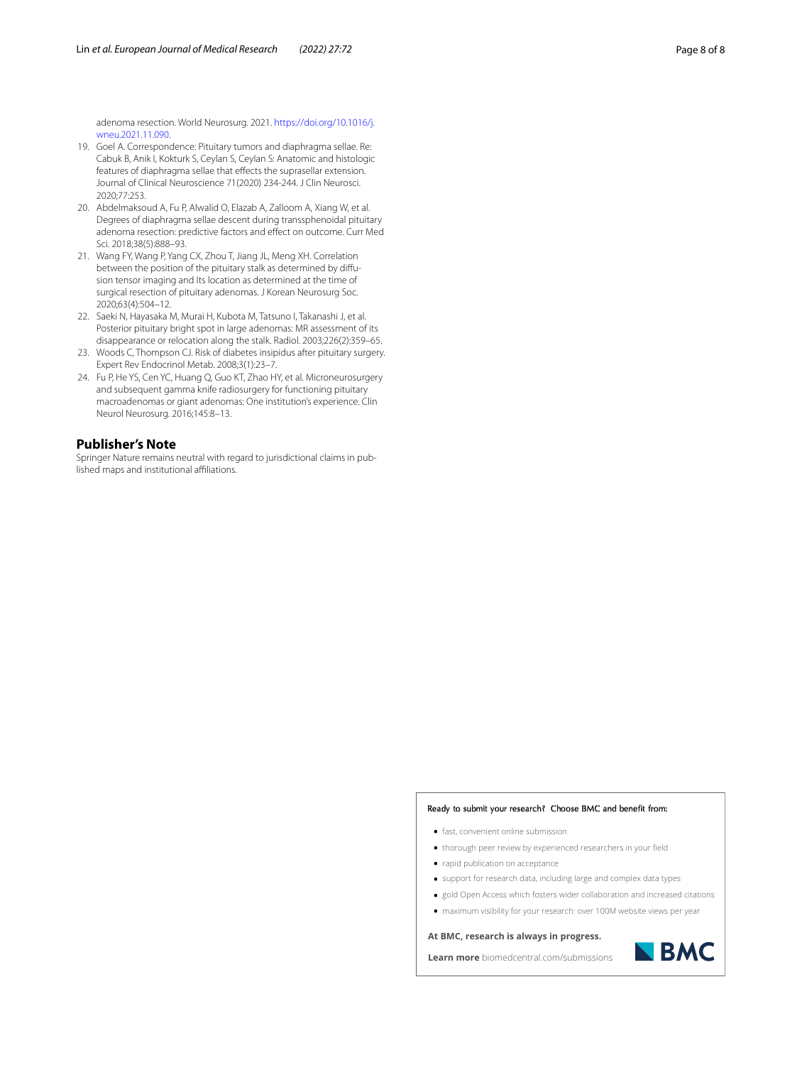adenoma resection. World Neurosurg. 2021. https://doi.org/10.1016/j.wneu.2021.11.090.

19. Goel A. Correspondence: Pituitary tumors and diaphragma sellae. Re: Cabuk B, Anik I, Kokturk S, Ceylan S, Ceylan S: Anatomic and histologic features of diaphragma sellae that effects the suprasellar extension. Journal of Clinical Neuroscience 71(2020) 234-244. J Clin Neurosci. 2020;77:253.
20. Abdelmaksoud A, Fu P, Alwalid O, Elazab A, Zalloom A, Xiang W, et al. Degrees of diaphragma sellae descent during transsphenoidal pituitary adenoma resection: predictive factors and effect on outcome. Curr Med Sci. 2018;38(5):888–93.
21. Wang FY, Wang P, Yang CX, Zhou T, Jiang JL, Meng XH. Correlation between the position of the pituitary stalk as determined by diffusion tensor imaging and Its location as determined at the time of surgical resection of pituitary adenomas. J Korean Neurosurg Soc. 2020;63(4):504–12.
22. Saeki N, Hayasaka M, Murai H, Kubota M, Tatsuno I, Takanashi J, et al. Posterior pituitary bright spot in large adenomas: MR assessment of its disappearance or relocation along the stalk. Radiol. 2003;226(2):359–65.
23. Woods C, Thompson CJ. Risk of diabetes insipidus after pituitary surgery. Expert Rev Endocrinol Metab. 2008;3(1):23–7.
24. Fu P, He YS, Cen YC, Huang Q, Guo KT, Zhao HY, et al. Microneurosurgery and subsequent gamma knife radiosurgery for functioning pituitary macroadenomas or giant adenomas: One institution's experience. Clin Neurol Neurosurg. 2016;145:8–13.

## Publisher's Note

Springer Nature remains neutral with regard to jurisdictional claims in published maps and institutional affiliations.

Ready to submit your research? Choose BMC and benefit from:

- fast, convenient online submission
- thorough peer review by experienced researchers in your field
- rapid publication on acceptance
- support for research data, including large and complex data types
- gold Open Access which fosters wider collaboration and increased citations
- maximum visibility for your research: over 100M website views per year

**At BMC, research is always in progress.**

**Learn more** biomedcentral.com/submissions

BMC